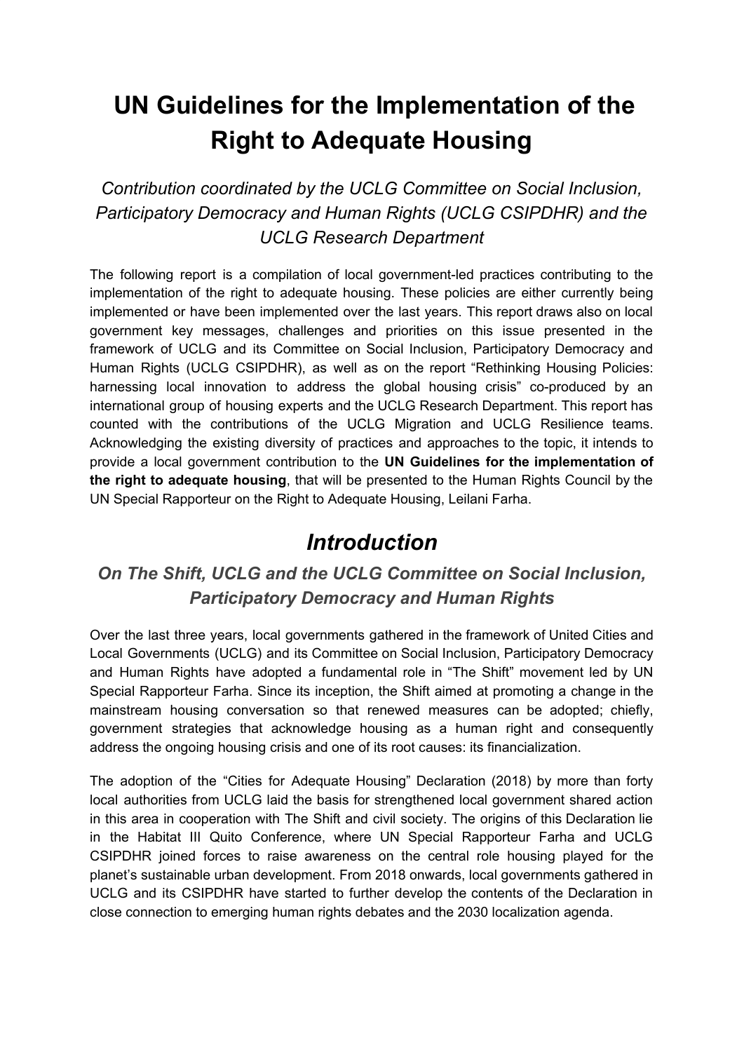# UN Guidelines for the Implementation of the Right to Adequate Housing

*Contribution coordinated by the UCLG Committee on Social Inclusion, Participatory Democracy and Human Rights (UCLG CSIPDHR) and the UCLG Research Department*

The following report is a compilation of local government-led practices contributing to the implementation of the right to adequate housing. These policies are either currently being implemented or have been implemented over the last years. This report draws also on local government key messages, challenges and priorities on this issue presented in the framework of UCLG and its Committee on Social Inclusion, Participatory Democracy and Human Rights (UCLG CSIPDHR), as well as on the report "Rethinking Housing Policies: harnessing local innovation to address the global housing crisis" co-produced by an international group of housing experts and the UCLG Research Department. This report has counted with the contributions of the UCLG Migration and UCLG Resilience teams. Acknowledging the existing diversity of practices and approaches to the topic, it intends to provide a local government contribution to the **UN Guidelines for the implementation of the right to adequate housing**, that will be presented to the Human Rights Council by the UN Special Rapporteur on the Right to Adequate Housing, Leilani Farha.

## *Introduction*

### *On The Shift, UCLG and the UCLG Committee on Social Inclusion, Participatory Democracy and Human Rights*

Over the last three years, local governments gathered in the framework of United Cities and Local Governments (UCLG) and its Committee on Social Inclusion, Participatory Democracy and Human Rights have adopted a fundamental role in "The Shift" movement led by UN Special Rapporteur Farha. Since its inception, the Shift aimed at promoting a change in the mainstream housing conversation so that renewed measures can be adopted; chiefly, government strategies that acknowledge housing as a human right and consequently address the ongoing housing crisis and one of its root causes: its financialization.

The adoption of the "Cities for Adequate Housing" Declaration (2018) by more than forty local authorities from UCLG laid the basis for strengthened local government shared action in this area in cooperation with The Shift and civil society. The origins of this Declaration lie in the Habitat III Quito Conference, where UN Special Rapporteur Farha and UCLG CSIPDHR joined forces to raise awareness on the central role housing played for the planet's sustainable urban development. From 2018 onwards, local governments gathered in UCLG and its CSIPDHR have started to further develop the contents of the Declaration in close connection to emerging human rights debates and the 2030 localization agenda.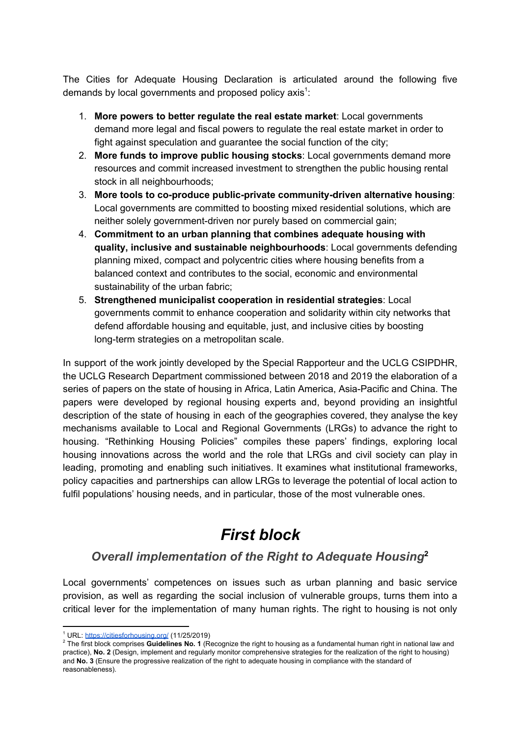The Cities for Adequate Housing Declaration is articulated around the following five demands by local governments and proposed policy axis[1]:

1. **More powers to better regulate the real estate market**: Local governments demand more legal and fiscal powers to regulate the real estate market in order to fight against speculation and guarantee the social function of the city;
2. **More funds to improve public housing stocks**: Local governments demand more resources and commit increased investment to strengthen the public housing rental stock in all neighbourhoods;
3. **More tools to co-produce public-private community-driven alternative housing**: Local governments are committed to boosting mixed residential solutions, which are neither solely government-driven nor purely based on commercial gain;
4. **Commitment to an urban planning that combines adequate housing with quality, inclusive and sustainable neighbourhoods**: Local governments defending planning mixed, compact and polycentric cities where housing benefits from a balanced context and contributes to the social, economic and environmental sustainability of the urban fabric;
5. **Strengthened municipalist cooperation in residential strategies**: Local governments commit to enhance cooperation and solidarity within city networks that defend affordable housing and equitable, just, and inclusive cities by boosting long-term strategies on a metropolitan scale.

In support of the work jointly developed by the Special Rapporteur and the UCLG CSIPDHR, the UCLG Research Department commissioned between 2018 and 2019 the elaboration of a series of papers on the state of housing in Africa, Latin America, Asia-Pacific and China. The papers were developed by regional housing experts and, beyond providing an insightful description of the state of housing in each of the geographies covered, they analyse the key mechanisms available to Local and Regional Governments (LRGs) to advance the right to housing. "Rethinking Housing Policies" compiles these papers' findings, exploring local housing innovations across the world and the role that LRGs and civil society can play in leading, promoting and enabling such initiatives. It examines what institutional frameworks, policy capacities and partnerships can allow LRGs to leverage the potential of local action to fulfil populations' housing needs, and in particular, those of the most vulnerable ones.

# *First block*

## *Overall implementation of the Right to Adequate Housing*[2]

Local governments' competences on issues such as urban planning and basic service provision, as well as regarding the social inclusion of vulnerable groups, turns them into a critical lever for the implementation of many human rights. The right to housing is not only

[1] URL: https://citiesforhousing.org/ (11/25/2019)

[2] The first block comprises **Guidelines No. 1** (Recognize the right to housing as a fundamental human right in national law and practice), **No. 2** (Design, implement and regularly monitor comprehensive strategies for the realization of the right to housing) and **No. 3** (Ensure the progressive realization of the right to adequate housing in compliance with the standard of reasonableness).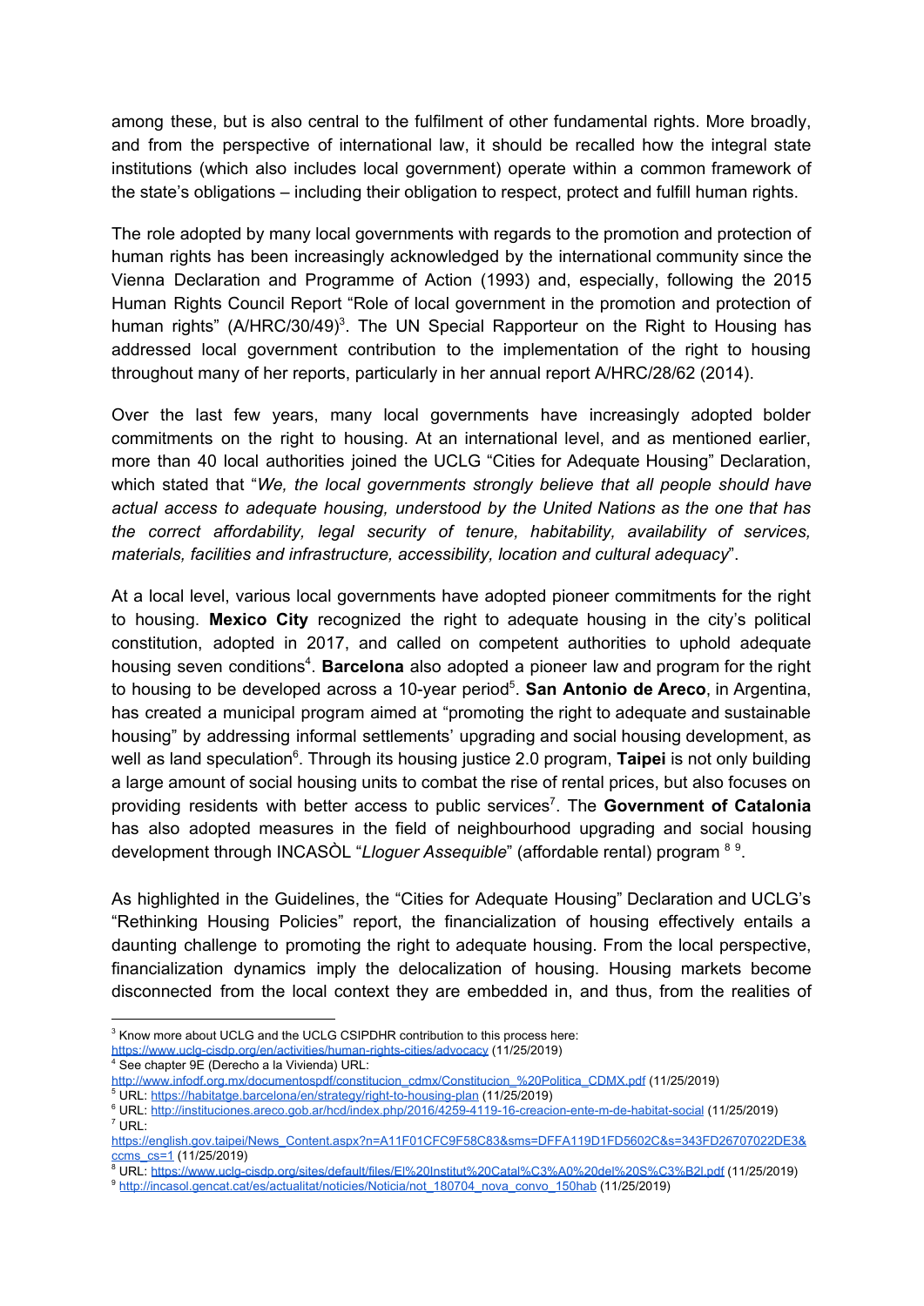among these, but is also central to the fulfilment of other fundamental rights. More broadly, and from the perspective of international law, it should be recalled how the integral state institutions (which also includes local government) operate within a common framework of the state's obligations – including their obligation to respect, protect and fulfill human rights.

The role adopted by many local governments with regards to the promotion and protection of human rights has been increasingly acknowledged by the international community since the Vienna Declaration and Programme of Action (1993) and, especially, following the 2015 Human Rights Council Report "Role of local government in the promotion and protection of human rights" (A/HRC/30/49)[3]. The UN Special Rapporteur on the Right to Housing has addressed local government contribution to the implementation of the right to housing throughout many of her reports, particularly in her annual report A/HRC/28/62 (2014).

Over the last few years, many local governments have increasingly adopted bolder commitments on the right to housing. At an international level, and as mentioned earlier, more than 40 local authorities joined the UCLG "Cities for Adequate Housing" Declaration, which stated that "*We, the local governments strongly believe that all people should have actual access to adequate housing, understood by the United Nations as the one that has the correct affordability, legal security of tenure, habitability, availability of services, materials, facilities and infrastructure, accessibility, location and cultural adequacy*".

At a local level, various local governments have adopted pioneer commitments for the right to housing. **Mexico City** recognized the right to adequate housing in the city's political constitution, adopted in 2017, and called on competent authorities to uphold adequate housing seven conditions[4]. **Barcelona** also adopted a pioneer law and program for the right to housing to be developed across a 10-year period[5]. **San Antonio de Areco**, in Argentina, has created a municipal program aimed at "promoting the right to adequate and sustainable housing" by addressing informal settlements' upgrading and social housing development, as well as land speculation[6]. Through its housing justice 2.0 program, **Taipei** is not only building a large amount of social housing units to combat the rise of rental prices, but also focuses on providing residents with better access to public services[7]. The **Government of Catalonia** has also adopted measures in the field of neighbourhood upgrading and social housing development through INCASÒL "*Lloguer Assequible*" (affordable rental) program [8] [9].

As highlighted in the Guidelines, the "Cities for Adequate Housing" Declaration and UCLG's "Rethinking Housing Policies" report, the financialization of housing effectively entails a daunting challenge to promoting the right to adequate housing. From the local perspective, financialization dynamics imply the delocalization of housing. Housing markets become disconnected from the local context they are embedded in, and thus, from the realities of

---

[3] Know more about UCLG and the UCLG CSIPDHR contribution to this process here: https://www.uclg-cisdp.org/en/activities/human-rights-cities/advocacy (11/25/2019)

[4] See chapter 9E (Derecho a la Vivienda) URL: http://www.infodf.org.mx/documentospdf/constitucion_cdmx/Constitucion_%20Politica_CDMX.pdf (11/25/2019)

[5] URL: https://habitatge.barcelona/en/strategy/right-to-housing-plan (11/25/2019)

[6] URL: http://instituciones.areco.gob.ar/hcd/index.php/2016/4259-4119-16-creacion-ente-m-de-habitat-social (11/25/2019)

[7] URL: https://english.gov.taipei/News_Content.aspx?n=A11F01CFC9F58C83&sms=DFFA119D1FD5602C&s=343FD26707022DE3&ccms_cs=1 (11/25/2019)

[8] URL: https://www.uclg-cisdp.org/sites/default/files/El%20Institut%20Catal%C3%A0%20del%20S%C3%B2l.pdf (11/25/2019)

[9] http://incasol.gencat.cat/es/actualitat/noticies/Noticia/not_180704_nova_convo_150hab (11/25/2019)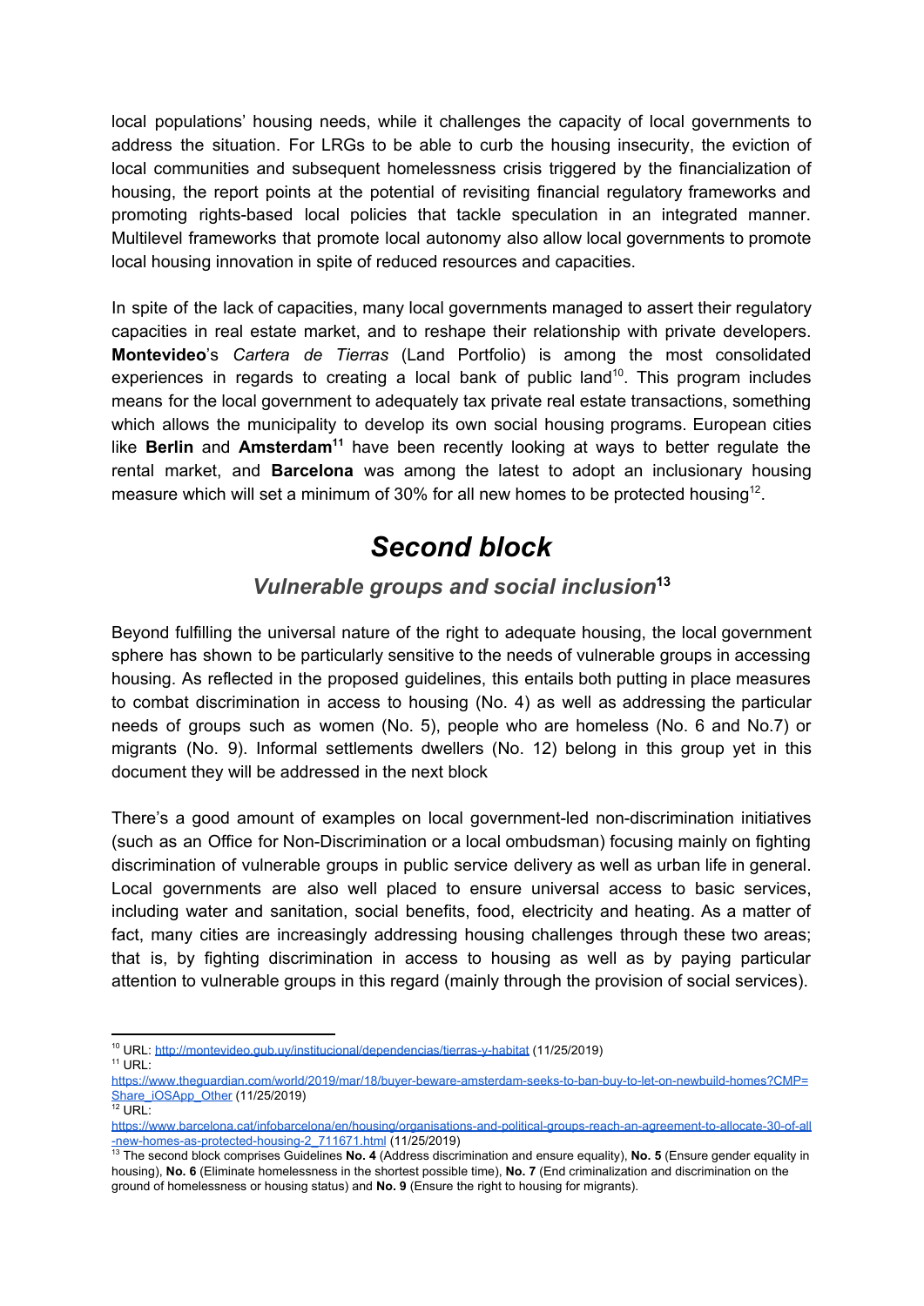local populations' housing needs, while it challenges the capacity of local governments to address the situation. For LRGs to be able to curb the housing insecurity, the eviction of local communities and subsequent homelessness crisis triggered by the financialization of housing, the report points at the potential of revisiting financial regulatory frameworks and promoting rights-based local policies that tackle speculation in an integrated manner. Multilevel frameworks that promote local autonomy also allow local governments to promote local housing innovation in spite of reduced resources and capacities.

In spite of the lack of capacities, many local governments managed to assert their regulatory capacities in real estate market, and to reshape their relationship with private developers. **Montevideo**'s *Cartera de Tierras* (Land Portfolio) is among the most consolidated experiences in regards to creating a local bank of public land[10]. This program includes means for the local government to adequately tax private real estate transactions, something which allows the municipality to develop its own social housing programs. European cities like **Berlin** and **Amsterdam**[11] have been recently looking at ways to better regulate the rental market, and **Barcelona** was among the latest to adopt an inclusionary housing measure which will set a minimum of 30% for all new homes to be protected housing[12].

# *Second block*

## *Vulnerable groups and social inclusion*[13]

Beyond fulfilling the universal nature of the right to adequate housing, the local government sphere has shown to be particularly sensitive to the needs of vulnerable groups in accessing housing. As reflected in the proposed guidelines, this entails both putting in place measures to combat discrimination in access to housing (No. 4) as well as addressing the particular needs of groups such as women (No. 5), people who are homeless (No. 6 and No.7) or migrants (No. 9). Informal settlements dwellers (No. 12) belong in this group yet in this document they will be addressed in the next block

There's a good amount of examples on local government-led non-discrimination initiatives (such as an Office for Non-Discrimination or a local ombudsman) focusing mainly on fighting discrimination of vulnerable groups in public service delivery as well as urban life in general. Local governments are also well placed to ensure universal access to basic services, including water and sanitation, social benefits, food, electricity and heating. As a matter of fact, many cities are increasingly addressing housing challenges through these two areas; that is, by fighting discrimination in access to housing as well as by paying particular attention to vulnerable groups in this regard (mainly through the provision of social services).

---

[10] URL: http://montevideo.gub.uy/institucional/dependencias/tierras-y-habitat (11/25/2019)

[11] URL: https://www.theguardian.com/world/2019/mar/18/buyer-beware-amsterdam-seeks-to-ban-buy-to-let-on-newbuild-homes?CMP=Share_iOSApp_Other (11/25/2019)

[12] URL: https://www.barcelona.cat/infobarcelona/en/housing/organisations-and-political-groups-reach-an-agreement-to-allocate-30-of-all-new-homes-as-protected-housing-2_711671.html (11/25/2019)

[13] The second block comprises Guidelines **No. 4** (Address discrimination and ensure equality), **No. 5** (Ensure gender equality in housing), **No. 6** (Eliminate homelessness in the shortest possible time), **No. 7** (End criminalization and discrimination on the ground of homelessness or housing status) and **No. 9** (Ensure the right to housing for migrants).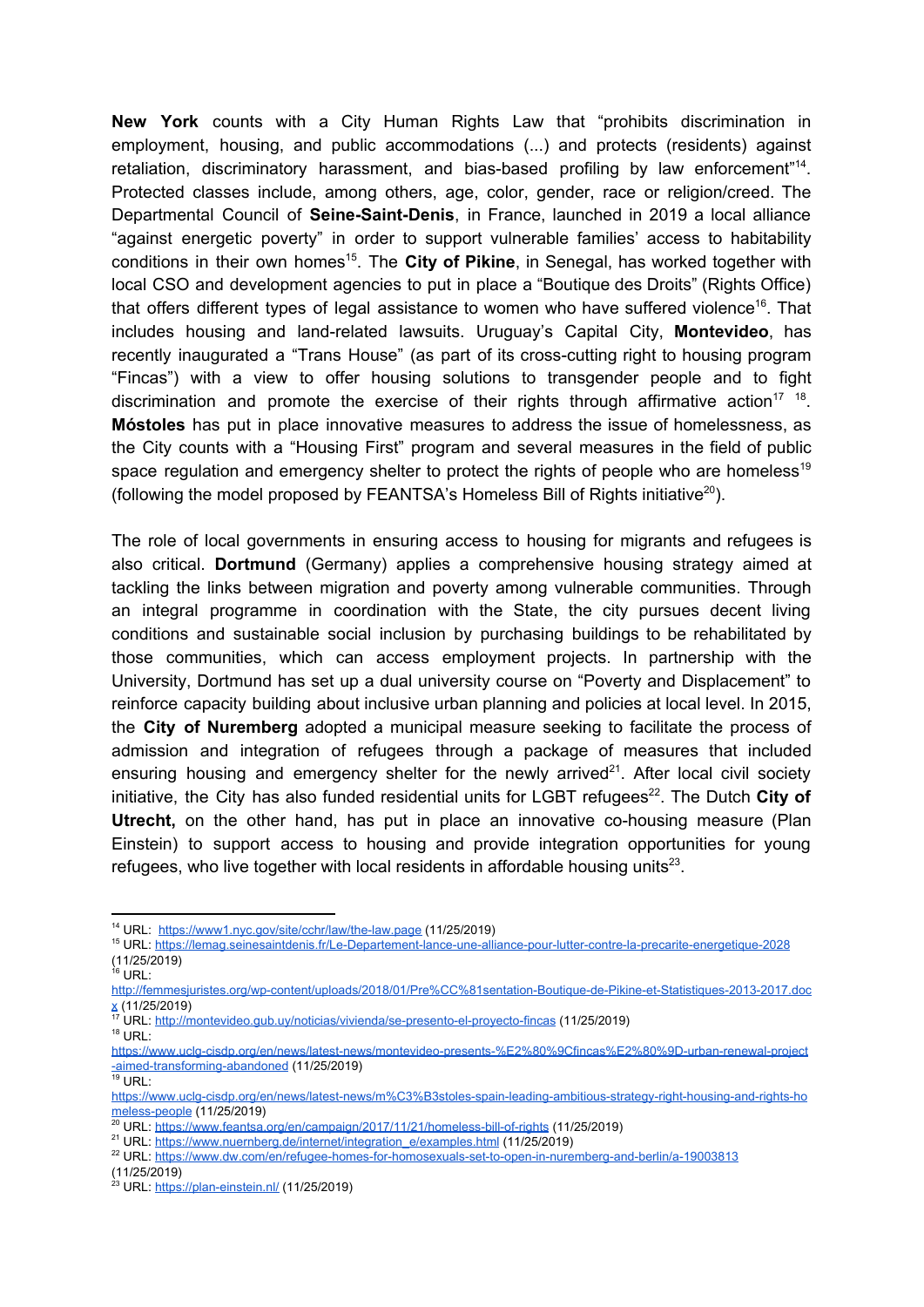**New York** counts with a City Human Rights Law that "prohibits discrimination in employment, housing, and public accommodations (...) and protects (residents) against retaliation, discriminatory harassment, and bias-based profiling by law enforcement"[14]. Protected classes include, among others, age, color, gender, race or religion/creed. The Departmental Council of **Seine-Saint-Denis**, in France, launched in 2019 a local alliance "against energetic poverty" in order to support vulnerable families' access to habitability conditions in their own homes[15]. The **City of Pikine**, in Senegal, has worked together with local CSO and development agencies to put in place a "Boutique des Droits" (Rights Office) that offers different types of legal assistance to women who have suffered violence[16]. That includes housing and land-related lawsuits. Uruguay's Capital City, **Montevideo**, has recently inaugurated a "Trans House" (as part of its cross-cutting right to housing program "Fincas") with a view to offer housing solutions to transgender people and to fight discrimination and promote the exercise of their rights through affirmative action[17] [18]. **Móstoles** has put in place innovative measures to address the issue of homelessness, as the City counts with a "Housing First" program and several measures in the field of public space regulation and emergency shelter to protect the rights of people who are homeless[19] (following the model proposed by FEANTSA's Homeless Bill of Rights initiative[20]).

The role of local governments in ensuring access to housing for migrants and refugees is also critical. **Dortmund** (Germany) applies a comprehensive housing strategy aimed at tackling the links between migration and poverty among vulnerable communities. Through an integral programme in coordination with the State, the city pursues decent living conditions and sustainable social inclusion by purchasing buildings to be rehabilitated by those communities, which can access employment projects. In partnership with the University, Dortmund has set up a dual university course on "Poverty and Displacement" to reinforce capacity building about inclusive urban planning and policies at local level. In 2015, the **City of Nuremberg** adopted a municipal measure seeking to facilitate the process of admission and integration of refugees through a package of measures that included ensuring housing and emergency shelter for the newly arrived[21]. After local civil society initiative, the City has also funded residential units for LGBT refugees[22]. The Dutch **City of Utrecht,** on the other hand, has put in place an innovative co-housing measure (Plan Einstein) to support access to housing and provide integration opportunities for young refugees, who live together with local residents in affordable housing units[23].

---

[14] URL: https://www1.nyc.gov/site/cchr/law/the-law.page (11/25/2019)

[15] URL: https://lemag.seinesaintdenis.fr/Le-Departement-lance-une-alliance-pour-lutter-contre-la-precarite-energetique-2028 (11/25/2019)

[16] URL: http://femmesjuristes.org/wp-content/uploads/2018/01/Pre%CC%81sentation-Boutique-de-Pikine-et-Statistiques-2013-2017.docx (11/25/2019)

[17] URL: http://montevideo.gub.uy/noticias/vivienda/se-presento-el-proyecto-fincas (11/25/2019)

[18] URL: https://www.uclg-cisdp.org/en/news/latest-news/montevideo-presents-%E2%80%9Cfincas%E2%80%9D-urban-renewal-project-aimed-transforming-abandoned (11/25/2019)

[19] URL: https://www.uclg-cisdp.org/en/news/latest-news/m%C3%B3stoles-spain-leading-ambitious-strategy-right-housing-and-rights-homeless-people (11/25/2019)

[20] URL: https://www.feantsa.org/en/campaign/2017/11/21/homeless-bill-of-rights (11/25/2019)

[21] URL: https://www.nuernberg.de/internet/integration_e/examples.html (11/25/2019)

[22] URL: https://www.dw.com/en/refugee-homes-for-homosexuals-set-to-open-in-nuremberg-and-berlin/a-19003813 (11/25/2019)

[23] URL: https://plan-einstein.nl/ (11/25/2019)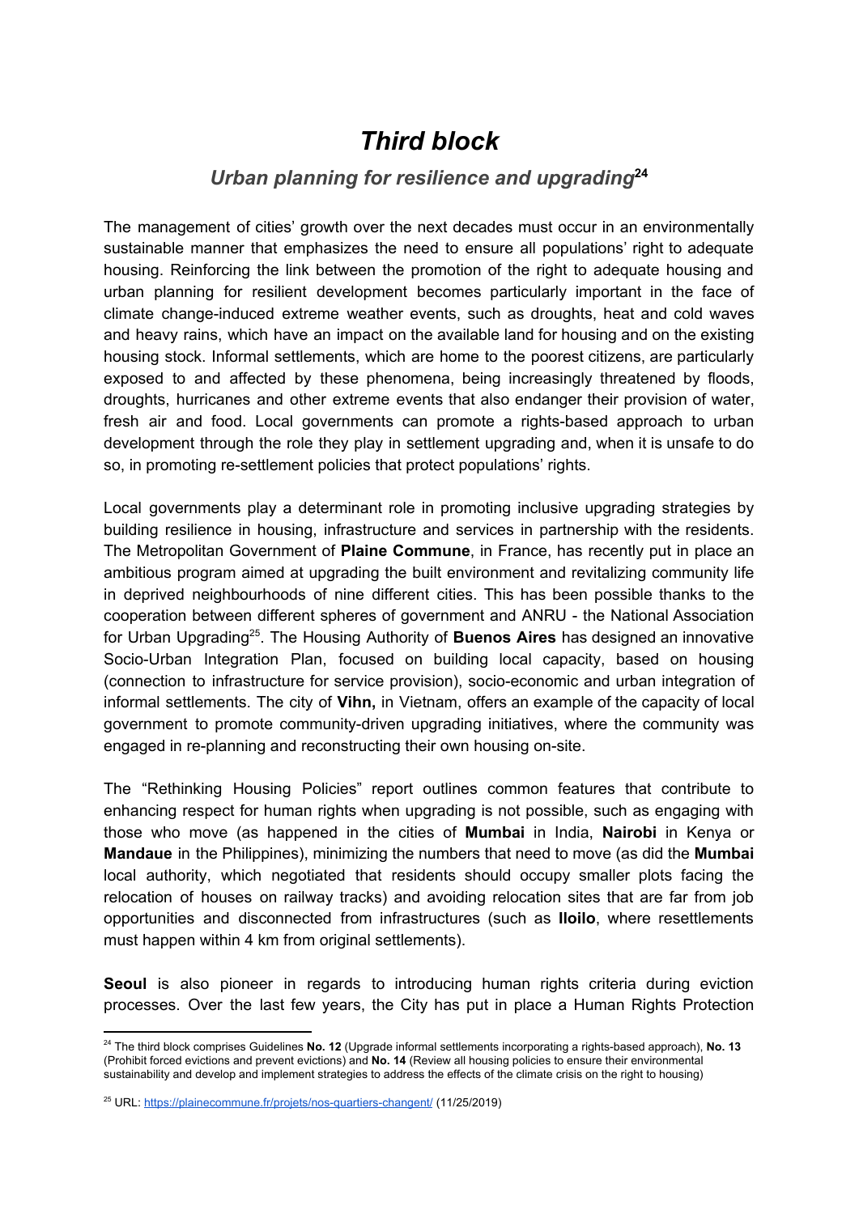# *Third block*

## *Urban planning for resilience and upgrading*[24]

The management of cities' growth over the next decades must occur in an environmentally sustainable manner that emphasizes the need to ensure all populations' right to adequate housing. Reinforcing the link between the promotion of the right to adequate housing and urban planning for resilient development becomes particularly important in the face of climate change-induced extreme weather events, such as droughts, heat and cold waves and heavy rains, which have an impact on the available land for housing and on the existing housing stock. Informal settlements, which are home to the poorest citizens, are particularly exposed to and affected by these phenomena, being increasingly threatened by floods, droughts, hurricanes and other extreme events that also endanger their provision of water, fresh air and food. Local governments can promote a rights-based approach to urban development through the role they play in settlement upgrading and, when it is unsafe to do so, in promoting re-settlement policies that protect populations' rights.

Local governments play a determinant role in promoting inclusive upgrading strategies by building resilience in housing, infrastructure and services in partnership with the residents. The Metropolitan Government of **Plaine Commune**, in France, has recently put in place an ambitious program aimed at upgrading the built environment and revitalizing community life in deprived neighbourhoods of nine different cities. This has been possible thanks to the cooperation between different spheres of government and ANRU - the National Association for Urban Upgrading[25]. The Housing Authority of **Buenos Aires** has designed an innovative Socio-Urban Integration Plan, focused on building local capacity, based on housing (connection to infrastructure for service provision), socio-economic and urban integration of informal settlements. The city of **Vihn,** in Vietnam, offers an example of the capacity of local government to promote community-driven upgrading initiatives, where the community was engaged in re-planning and reconstructing their own housing on-site.

The "Rethinking Housing Policies" report outlines common features that contribute to enhancing respect for human rights when upgrading is not possible, such as engaging with those who move (as happened in the cities of **Mumbai** in India, **Nairobi** in Kenya or **Mandaue** in the Philippines), minimizing the numbers that need to move (as did the **Mumbai** local authority, which negotiated that residents should occupy smaller plots facing the relocation of houses on railway tracks) and avoiding relocation sites that are far from job opportunities and disconnected from infrastructures (such as **Iloilo**, where resettlements must happen within 4 km from original settlements).

**Seoul** is also pioneer in regards to introducing human rights criteria during eviction processes. Over the last few years, the City has put in place a Human Rights Protection

---

[24] The third block comprises Guidelines **No. 12** (Upgrade informal settlements incorporating a rights-based approach), **No. 13** (Prohibit forced evictions and prevent evictions) and **No. 14** (Review all housing policies to ensure their environmental sustainability and develop and implement strategies to address the effects of the climate crisis on the right to housing)

[25] URL: https://plainecommune.fr/projets/nos-quartiers-changent/ (11/25/2019)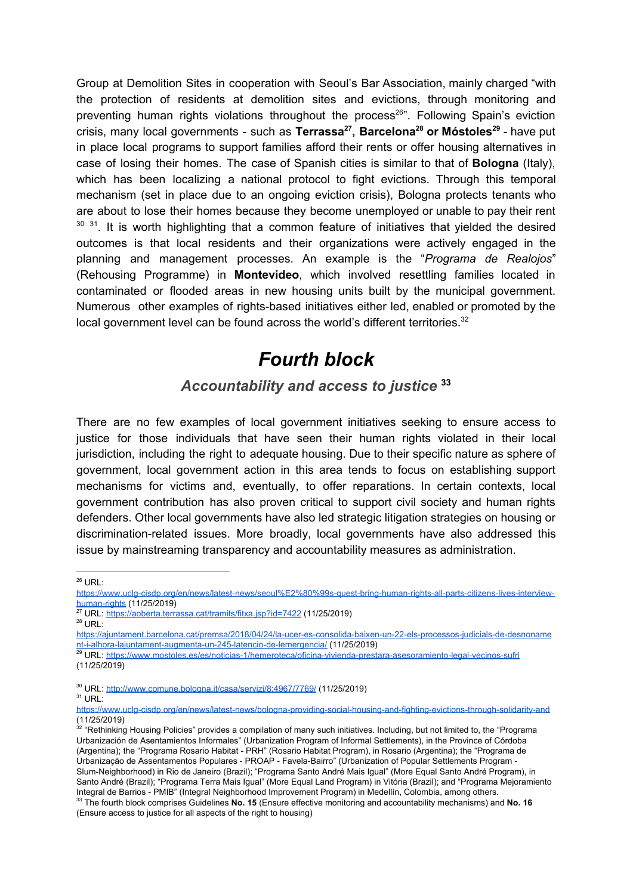Group at Demolition Sites in cooperation with Seoul's Bar Association, mainly charged "with the protection of residents at demolition sites and evictions, through monitoring and preventing human rights violations throughout the process[26]". Following Spain's eviction crisis, many local governments - such as **Terrassa[27], Barcelona[28] or Móstoles[29]** - have put in place local programs to support families afford their rents or offer housing alternatives in case of losing their homes. The case of Spanish cities is similar to that of **Bologna** (Italy), which has been localizing a national protocol to fight evictions. Through this temporal mechanism (set in place due to an ongoing eviction crisis), Bologna protects tenants who are about to lose their homes because they become unemployed or unable to pay their rent [30] [31]. It is worth highlighting that a common feature of initiatives that yielded the desired outcomes is that local residents and their organizations were actively engaged in the planning and management processes. An example is the "*Programa de Realojos*" (Rehousing Programme) in **Montevideo**, which involved resettling families located in contaminated or flooded areas in new housing units built by the municipal government. Numerous other examples of rights-based initiatives either led, enabled or promoted by the local government level can be found across the world's different territories.[32]

# *Fourth block*

## *Accountability and access to justice* [33]

There are no few examples of local government initiatives seeking to ensure access to justice for those individuals that have seen their human rights violated in their local jurisdiction, including the right to adequate housing. Due to their specific nature as sphere of government, local government action in this area tends to focus on establishing support mechanisms for victims and, eventually, to offer reparations. In certain contexts, local government contribution has also proven critical to support civil society and human rights defenders. Other local governments have also led strategic litigation strategies on housing or discrimination-related issues. More broadly, local governments have also addressed this issue by mainstreaming transparency and accountability measures as administration.

---

[26] URL: https://www.uclg-cisdp.org/en/news/latest-news/seoul%E2%80%99s-quest-bring-human-rights-all-parts-citizens-lives-interview-human-rights (11/25/2019)

[27] URL: https://aoberta.terrassa.cat/tramits/fitxa.jsp?id=7422 (11/25/2019)

[28] URL: https://ajuntament.barcelona.cat/premsa/2018/04/24/la-ucer-es-consolida-baixen-un-22-els-processos-judicials-de-desnonament-i-alhora-lajuntament-augmenta-un-245-latencio-de-lemergencia/ (11/25/2019)

[29] URL: https://www.mostoles.es/es/noticias-1/hemeroteca/oficina-vivienda-prestara-asesoramiento-legal-vecinos-sufri (11/25/2019)

[30] URL: http://www.comune.bologna.it/casa/servizi/8:4967/7769/ (11/25/2019)

[31] URL: https://www.uclg-cisdp.org/en/news/latest-news/bologna-providing-social-housing-and-fighting-evictions-through-solidarity-and (11/25/2019)

[32] "Rethinking Housing Policies" provides a compilation of many such initiatives. Including, but not limited to, the "Programa Urbanización de Asentamientos Informales" (Urbanization Program of Informal Settlements), in the Province of Córdoba (Argentina); the "Programa Rosario Habitat - PRH" (Rosario Habitat Program), in Rosario (Argentina); the "Programa de Urbanização de Assentamentos Populares - PROAP - Favela-Bairro" (Urbanization of Popular Settlements Program - Slum-Neighborhood) in Rio de Janeiro (Brazil); "Programa Santo André Mais Igual" (More Equal Santo André Program), in Santo André (Brazil); "Programa Terra Mais Igual" (More Equal Land Program) in Vitória (Brazil); and "Programa Mejoramiento Integral de Barrios - PMIB" (Integral Neighborhood Improvement Program) in Medellín, Colombia, among others.

[33] The fourth block comprises Guidelines **No. 15** (Ensure effective monitoring and accountability mechanisms) and **No. 16** (Ensure access to justice for all aspects of the right to housing)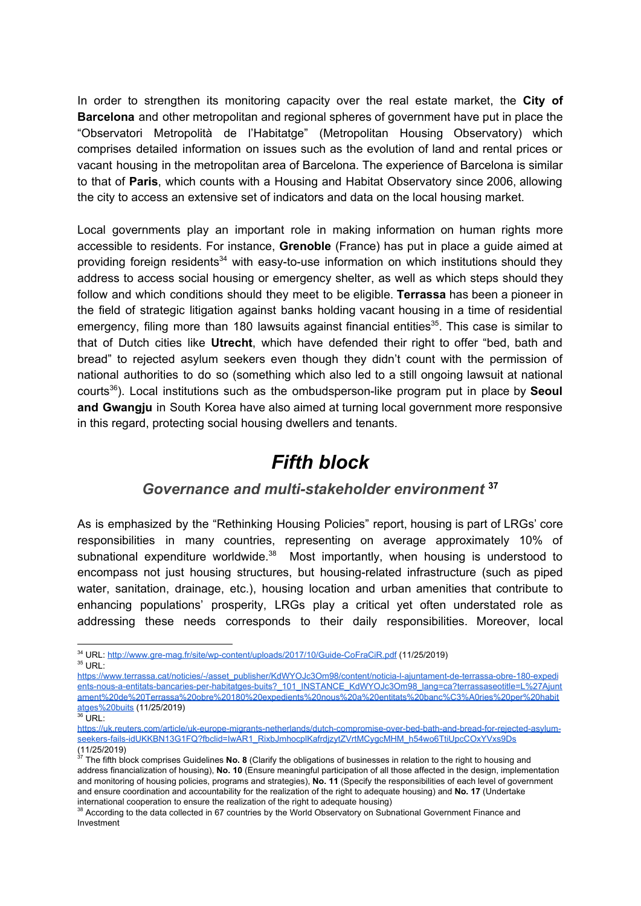In order to strengthen its monitoring capacity over the real estate market, the **City of Barcelona** and other metropolitan and regional spheres of government have put in place the "Observatori Metropolità de l'Habitatge" (Metropolitan Housing Observatory) which comprises detailed information on issues such as the evolution of land and rental prices or vacant housing in the metropolitan area of Barcelona. The experience of Barcelona is similar to that of **Paris**, which counts with a Housing and Habitat Observatory since 2006, allowing the city to access an extensive set of indicators and data on the local housing market.

Local governments play an important role in making information on human rights more accessible to residents. For instance, **Grenoble** (France) has put in place a guide aimed at providing foreign residents[34] with easy-to-use information on which institutions should they address to access social housing or emergency shelter, as well as which steps should they follow and which conditions should they meet to be eligible. **Terrassa** has been a pioneer in the field of strategic litigation against banks holding vacant housing in a time of residential emergency, filing more than 180 lawsuits against financial entities[35]. This case is similar to that of Dutch cities like **Utrecht**, which have defended their right to offer "bed, bath and bread" to rejected asylum seekers even though they didn't count with the permission of national authorities to do so (something which also led to a still ongoing lawsuit at national courts[36]). Local institutions such as the ombudsperson-like program put in place by **Seoul and Gwangju** in South Korea have also aimed at turning local government more responsive in this regard, protecting social housing dwellers and tenants.

# *Fifth block*

## *Governance and multi-stakeholder environment* [37]

As is emphasized by the "Rethinking Housing Policies" report, housing is part of LRGs' core responsibilities in many countries, representing on average approximately 10% of subnational expenditure worldwide.[38] Most importantly, when housing is understood to encompass not just housing structures, but housing-related infrastructure (such as piped water, sanitation, drainage, etc.), housing location and urban amenities that contribute to enhancing populations' prosperity, LRGs play a critical yet often understated role as addressing these needs corresponds to their daily responsibilities. Moreover, local

---

[34] URL: http://www.gre-mag.fr/site/wp-content/uploads/2017/10/Guide-CoFraCiR.pdf (11/25/2019)

[35] URL: https://www.terrassa.cat/noticies/-/asset_publisher/KdWYOJc3Om98/content/noticia-l-ajuntament-de-terrassa-obre-180-expedients-nous-a-entitats-bancaries-per-habitatges-buits?_101_INSTANCE_KdWYOJc3Om98_lang=ca?terrassaseotitle=L%27Ajuntament%20de%20Terrassa%20obre%20180%20expedients%20nous%20a%20entitats%20banc%C3%A0ries%20per%20habitatges%20buits (11/25/2019)

[36] URL: https://uk.reuters.com/article/uk-europe-migrants-netherlands/dutch-compromise-over-bed-bath-and-bread-for-rejected-asylum-seekers-fails-idUKKBN13G1FQ?fbclid=IwAR1_RixbJmhocplKafrdjzytZVrtMCygcMHM_h54wo6TtiUpcCOxYVxs9Ds (11/25/2019)

[37] The fifth block comprises Guidelines **No. 8** (Clarify the obligations of businesses in relation to the right to housing and address financialization of housing), **No. 10** (Ensure meaningful participation of all those affected in the design, implementation and monitoring of housing policies, programs and strategies), **No. 11** (Specify the responsibilities of each level of government and ensure coordination and accountability for the realization of the right to adequate housing) and **No. 17** (Undertake international cooperation to ensure the realization of the right to adequate housing)

[38] According to the data collected in 67 countries by the World Observatory on Subnational Government Finance and Investment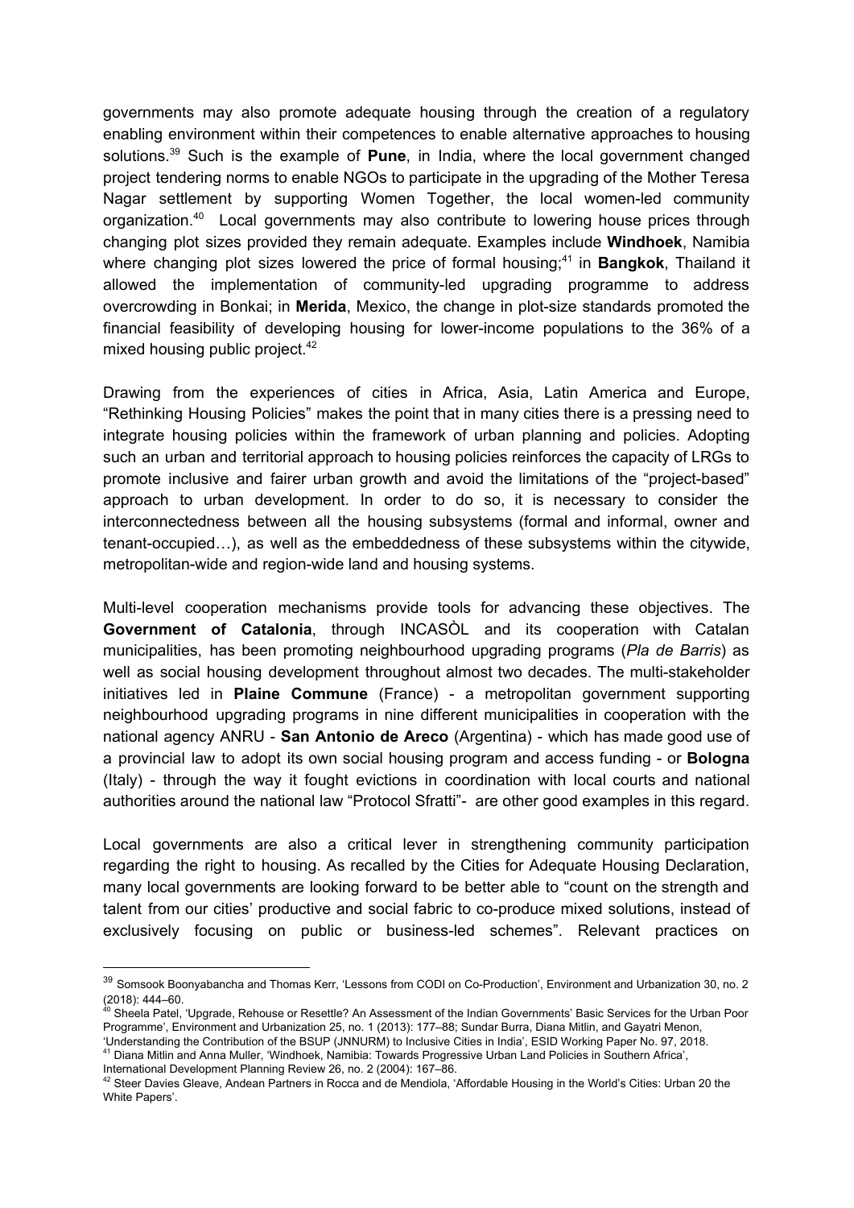governments may also promote adequate housing through the creation of a regulatory enabling environment within their competences to enable alternative approaches to housing solutions.[39] Such is the example of **Pune**, in India, where the local government changed project tendering norms to enable NGOs to participate in the upgrading of the Mother Teresa Nagar settlement by supporting Women Together, the local women-led community organization.[40] Local governments may also contribute to lowering house prices through changing plot sizes provided they remain adequate. Examples include **Windhoek**, Namibia where changing plot sizes lowered the price of formal housing;[41] in **Bangkok**, Thailand it allowed the implementation of community-led upgrading programme to address overcrowding in Bonkai; in **Merida**, Mexico, the change in plot-size standards promoted the financial feasibility of developing housing for lower-income populations to the 36% of a mixed housing public project.[42]

Drawing from the experiences of cities in Africa, Asia, Latin America and Europe, "Rethinking Housing Policies" makes the point that in many cities there is a pressing need to integrate housing policies within the framework of urban planning and policies. Adopting such an urban and territorial approach to housing policies reinforces the capacity of LRGs to promote inclusive and fairer urban growth and avoid the limitations of the "project-based" approach to urban development. In order to do so, it is necessary to consider the interconnectedness between all the housing subsystems (formal and informal, owner and tenant-occupied…), as well as the embeddedness of these subsystems within the citywide, metropolitan-wide and region-wide land and housing systems.

Multi-level cooperation mechanisms provide tools for advancing these objectives. The **Government of Catalonia**, through INCASÒL and its cooperation with Catalan municipalities, has been promoting neighbourhood upgrading programs (*Pla de Barris*) as well as social housing development throughout almost two decades. The multi-stakeholder initiatives led in **Plaine Commune** (France) - a metropolitan government supporting neighbourhood upgrading programs in nine different municipalities in cooperation with the national agency ANRU - **San Antonio de Areco** (Argentina) - which has made good use of a provincial law to adopt its own social housing program and access funding - or **Bologna** (Italy) - through the way it fought evictions in coordination with local courts and national authorities around the national law "Protocol Sfratti"- are other good examples in this regard.

Local governments are also a critical lever in strengthening community participation regarding the right to housing. As recalled by the Cities for Adequate Housing Declaration, many local governments are looking forward to be better able to "count on the strength and talent from our cities' productive and social fabric to co-produce mixed solutions, instead of exclusively focusing on public or business-led schemes". Relevant practices on

---

[39] Somsook Boonyabancha and Thomas Kerr, 'Lessons from CODI on Co-Production', Environment and Urbanization 30, no. 2 (2018): 444–60.

[40] Sheela Patel, 'Upgrade, Rehouse or Resettle? An Assessment of the Indian Governments' Basic Services for the Urban Poor Programme', Environment and Urbanization 25, no. 1 (2013): 177–88; Sundar Burra, Diana Mitlin, and Gayatri Menon, 'Understanding the Contribution of the BSUP (JNNURM) to Inclusive Cities in India', ESID Working Paper No. 97, 2018.

[41] Diana Mitlin and Anna Muller, 'Windhoek, Namibia: Towards Progressive Urban Land Policies in Southern Africa', International Development Planning Review 26, no. 2 (2004): 167–86.

[42] Steer Davies Gleave, Andean Partners in Rocca and de Mendiola, 'Affordable Housing in the World's Cities: Urban 20 the White Papers'.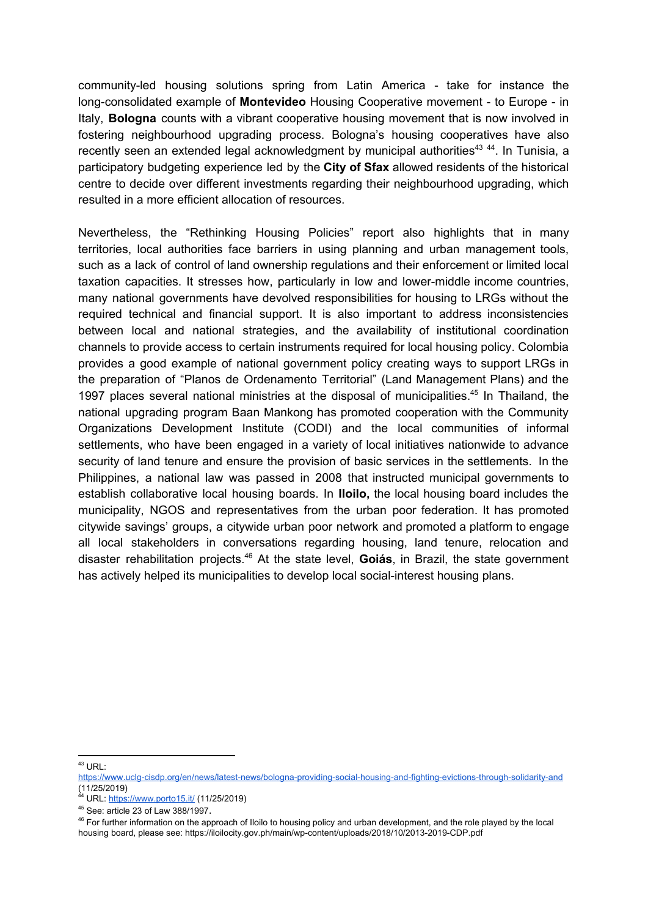community-led housing solutions spring from Latin America - take for instance the long-consolidated example of **Montevideo** Housing Cooperative movement - to Europe - in Italy, **Bologna** counts with a vibrant cooperative housing movement that is now involved in fostering neighbourhood upgrading process. Bologna's housing cooperatives have also recently seen an extended legal acknowledgment by municipal authorities[43] [44]. In Tunisia, a participatory budgeting experience led by the **City of Sfax** allowed residents of the historical centre to decide over different investments regarding their neighbourhood upgrading, which resulted in a more efficient allocation of resources.

Nevertheless, the "Rethinking Housing Policies" report also highlights that in many territories, local authorities face barriers in using planning and urban management tools, such as a lack of control of land ownership regulations and their enforcement or limited local taxation capacities. It stresses how, particularly in low and lower-middle income countries, many national governments have devolved responsibilities for housing to LRGs without the required technical and financial support. It is also important to address inconsistencies between local and national strategies, and the availability of institutional coordination channels to provide access to certain instruments required for local housing policy. Colombia provides a good example of national government policy creating ways to support LRGs in the preparation of "Planos de Ordenamento Territorial" (Land Management Plans) and the 1997 places several national ministries at the disposal of municipalities.[45] In Thailand, the national upgrading program Baan Mankong has promoted cooperation with the Community Organizations Development Institute (CODI) and the local communities of informal settlements, who have been engaged in a variety of local initiatives nationwide to advance security of land tenure and ensure the provision of basic services in the settlements. In the Philippines, a national law was passed in 2008 that instructed municipal governments to establish collaborative local housing boards. In **Iloilo,** the local housing board includes the municipality, NGOS and representatives from the urban poor federation. It has promoted citywide savings' groups, a citywide urban poor network and promoted a platform to engage all local stakeholders in conversations regarding housing, land tenure, relocation and disaster rehabilitation projects.[46] At the state level, **Goiás**, in Brazil, the state government has actively helped its municipalities to develop local social-interest housing plans.

---

[43] URL: https://www.uclg-cisdp.org/en/news/latest-news/bologna-providing-social-housing-and-fighting-evictions-through-solidarity-and (11/25/2019)

[44] URL: https://www.porto15.it/ (11/25/2019)

[45] See: article 23 of Law 388/1997.

[46] For further information on the approach of Iloilo to housing policy and urban development, and the role played by the local housing board, please see: https://iloilocity.gov.ph/main/wp-content/uploads/2018/10/2013-2019-CDP.pdf